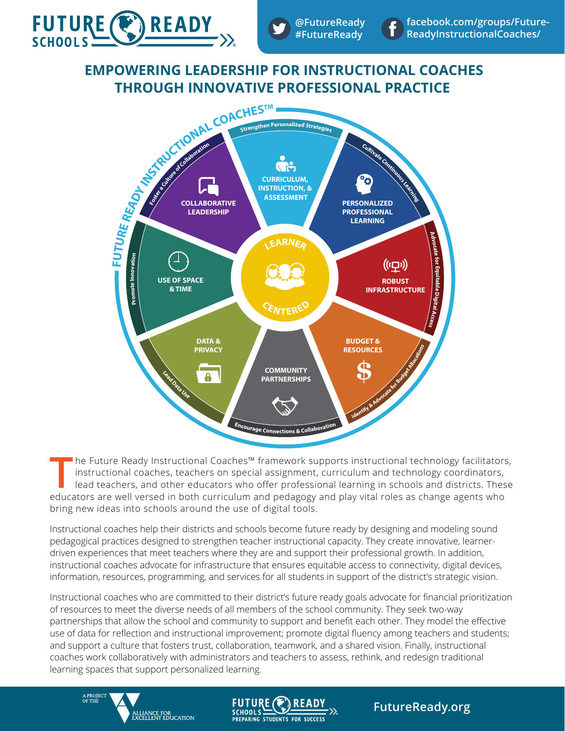FUTURE READY SCHOOLS

@FutureReady #FutureReady

facebook.com/groups/Future-ReadyInstructionalCoaches/

# EMPOWERING LEADERSHIP FOR INSTRUCTIONAL COACHES THROUGH INNOVATIVE PROFESSIONAL PRACTICE

FUTURE READY INSTRUCTIONAL COACHES™

LEARNER CENTERED

- **CURRICULUM, INSTRUCTION, & ASSESSMENT** — Strengthen Personalized Strategies
- **PERSONALIZED PROFESSIONAL LEARNING** — Cultivate Continuous Learning
- **ROBUST INFRASTRUCTURE** — Advocate for Equitable Digital Access
- **BUDGET & RESOURCES** — Identify & Advocate for Budget Allocations
- **COMMUNITY PARTNERSHIPS** — Encourage Connections & Collaboration
- **DATA & PRIVACY** — Lead Data Use
- **USE OF SPACE & TIME** — Promote Innovation
- **COLLABORATIVE LEADERSHIP** — Foster a Culture of Collaboration

The Future Ready Instructional Coaches™ framework supports instructional technology facilitators, instructional coaches, teachers on special assignment, curriculum and technology coordinators, lead teachers, and other educators who offer professional learning in schools and districts. These educators are well versed in both curriculum and pedagogy and play vital roles as change agents who bring new ideas into schools around the use of digital tools.

Instructional coaches help their districts and schools become future ready by designing and modeling sound pedagogical practices designed to strengthen teacher instructional capacity. They create innovative, learner-driven experiences that meet teachers where they are and support their professional growth. In addition, instructional coaches advocate for infrastructure that ensures equitable access to connectivity, digital devices, information, resources, programming, and services for all students in support of the district's strategic vision.

Instructional coaches who are committed to their district's future ready goals advocate for financial prioritization of resources to meet the diverse needs of all members of the school community. They seek two-way partnerships that allow the school and community to support and benefit each other. They model the effective use of data for reflection and instructional improvement; promote digital fluency among teachers and students; and support a culture that fosters trust, collaboration, teamwork, and a shared vision. Finally, instructional coaches work collaboratively with administrators and teachers to assess, rethink, and redesign traditional learning spaces that support personalized learning.

A PROJECT OF THE ALLIANCE FOR EXCELLENT EDUCATION

FUTURE READY SCHOOLS — PREPARING STUDENTS FOR SUCCESS

FutureReady.org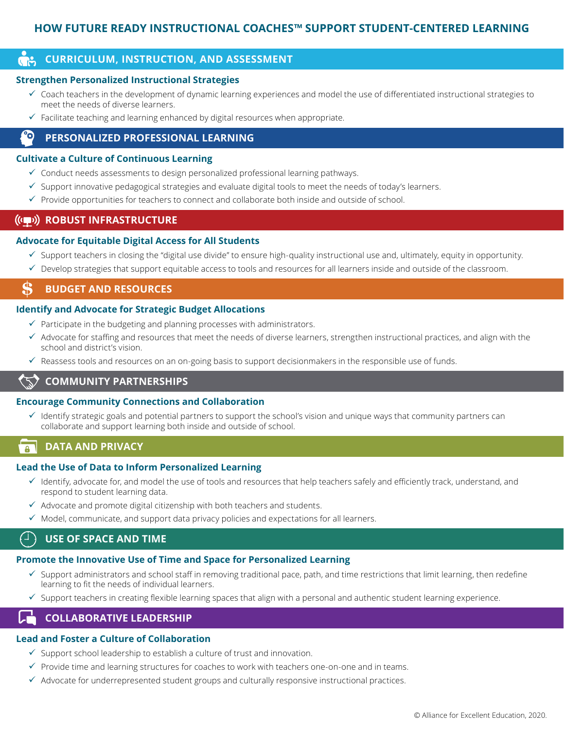# HOW FUTURE READY INSTRUCTIONAL COACHES™ SUPPORT STUDENT-CENTERED LEARNING

## CURRICULUM, INSTRUCTION, AND ASSESSMENT

### Strengthen Personalized Instructional Strategies

- ✓ Coach teachers in the development of dynamic learning experiences and model the use of differentiated instructional strategies to meet the needs of diverse learners.
- ✓ Facilitate teaching and learning enhanced by digital resources when appropriate.

## PERSONALIZED PROFESSIONAL LEARNING

### Cultivate a Culture of Continuous Learning

- ✓ Conduct needs assessments to design personalized professional learning pathways.
- ✓ Support innovative pedagogical strategies and evaluate digital tools to meet the needs of today's learners.
- ✓ Provide opportunities for teachers to connect and collaborate both inside and outside of school.

## ROBUST INFRASTRUCTURE

### Advocate for Equitable Digital Access for All Students

- ✓ Support teachers in closing the "digital use divide" to ensure high-quality instructional use and, ultimately, equity in opportunity.
- ✓ Develop strategies that support equitable access to tools and resources for all learners inside and outside of the classroom.

## BUDGET AND RESOURCES

### Identify and Advocate for Strategic Budget Allocations

- ✓ Participate in the budgeting and planning processes with administrators.
- ✓ Advocate for staffing and resources that meet the needs of diverse learners, strengthen instructional practices, and align with the school and district's vision.
- ✓ Reassess tools and resources on an on-going basis to support decisionmakers in the responsible use of funds.

## COMMUNITY PARTNERSHIPS

### Encourage Community Connections and Collaboration

- ✓ Identify strategic goals and potential partners to support the school's vision and unique ways that community partners can collaborate and support learning both inside and outside of school.

## DATA AND PRIVACY

### Lead the Use of Data to Inform Personalized Learning

- ✓ Identify, advocate for, and model the use of tools and resources that help teachers safely and efficiently track, understand, and respond to student learning data.
- ✓ Advocate and promote digital citizenship with both teachers and students.
- ✓ Model, communicate, and support data privacy policies and expectations for all learners.

## USE OF SPACE AND TIME

### Promote the Innovative Use of Time and Space for Personalized Learning

- ✓ Support administrators and school staff in removing traditional pace, path, and time restrictions that limit learning, then redefine learning to fit the needs of individual learners.
- ✓ Support teachers in creating flexible learning spaces that align with a personal and authentic student learning experience.

## COLLABORATIVE LEADERSHIP

### Lead and Foster a Culture of Collaboration

- ✓ Support school leadership to establish a culture of trust and innovation.
- ✓ Provide time and learning structures for coaches to work with teachers one-on-one and in teams.
- ✓ Advocate for underrepresented student groups and culturally responsive instructional practices.

© Alliance for Excellent Education, 2020.